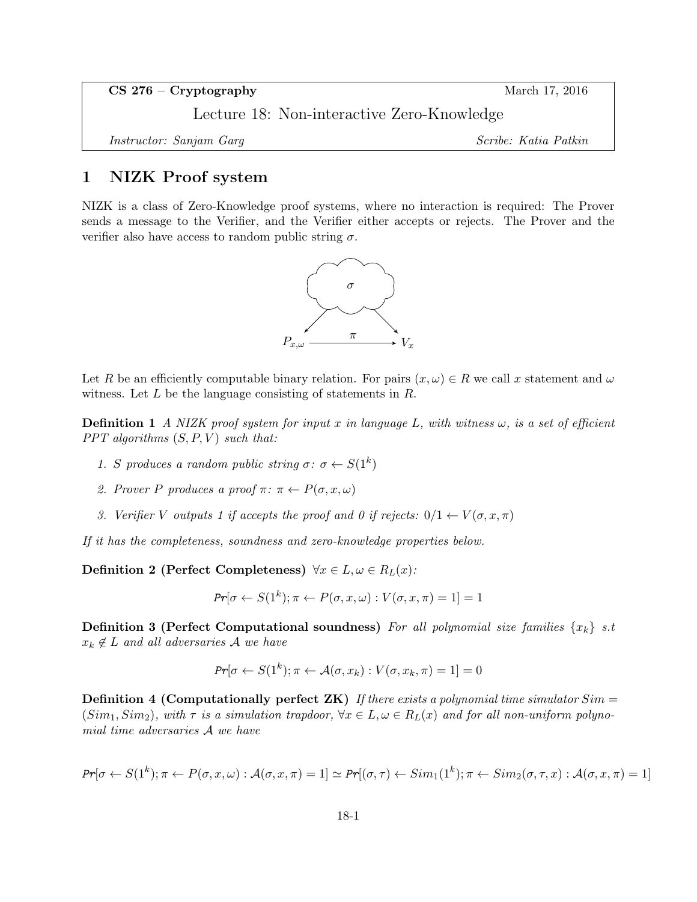**CS 276 – Cryptography** March 17, 2016

Lecture 18: Non-interactive Zero-Knowledge

*Instructor: Sanjam Garg* *Scribe: Katia Patkin*

# 1 NIZK Proof system

NIZK is a class of Zero-Knowledge proof systems, where no interaction is required: The Prover sends a message to the Verifier, and the Verifier either accepts or rejects. The Prover and the verifier also have access to random public string $\sigma$.

Let $R$ be an efficiently computable binary relation. For pairs $(x, \omega) \in R$ we call $x$ statement and $\omega$ witness. Let $L$ be the language consisting of statements in $R$.

**Definition 1** *A NIZK proof system for input $x$ in language $L$, with witness $\omega$, is a set of efficient PPT algorithms $(S, P, V)$ such that:*

1. *$S$ produces a random public string $\sigma$: $\sigma \leftarrow S(1^k)$*
2. *Prover $P$ produces a proof $\pi$: $\pi \leftarrow P(\sigma, x, \omega)$*
3. *Verifier $V$ outputs 1 if accepts the proof and 0 if rejects: $0/1 \leftarrow V(\sigma, x, \pi)$*

*If it has the completeness, soundness and zero-knowledge properties below.*

**Definition 2 (Perfect Completeness)** $\forall x \in L, \omega \in R_L(x)$:

$$Pr[\sigma \leftarrow S(1^k); \pi \leftarrow P(\sigma, x, \omega) : V(\sigma, x, \pi) = 1] = 1$$

**Definition 3 (Perfect Computational soundness)** *For all polynomial size families $\{x_k\}$ s.t $x_k \notin L$ and all adversaries $\mathcal{A}$ we have*

$$Pr[\sigma \leftarrow S(1^k); \pi \leftarrow \mathcal{A}(\sigma, x_k) : V(\sigma, x_k, \pi) = 1] = 0$$

**Definition 4 (Computationally perfect ZK)** *If there exists a polynomial time simulator $Sim = (Sim_1, Sim_2)$, with $\tau$ is a simulation trapdoor, $\forall x \in L, \omega \in R_L(x)$ and for all non-uniform polynomial time adversaries $\mathcal{A}$ we have*

$$Pr[\sigma \leftarrow S(1^k); \pi \leftarrow P(\sigma, x, \omega) : \mathcal{A}(\sigma, x, \pi) = 1] \simeq Pr[(\sigma, \tau) \leftarrow Sim_1(1^k); \pi \leftarrow Sim_2(\sigma, \tau, x) : \mathcal{A}(\sigma, x, \pi) = 1]$$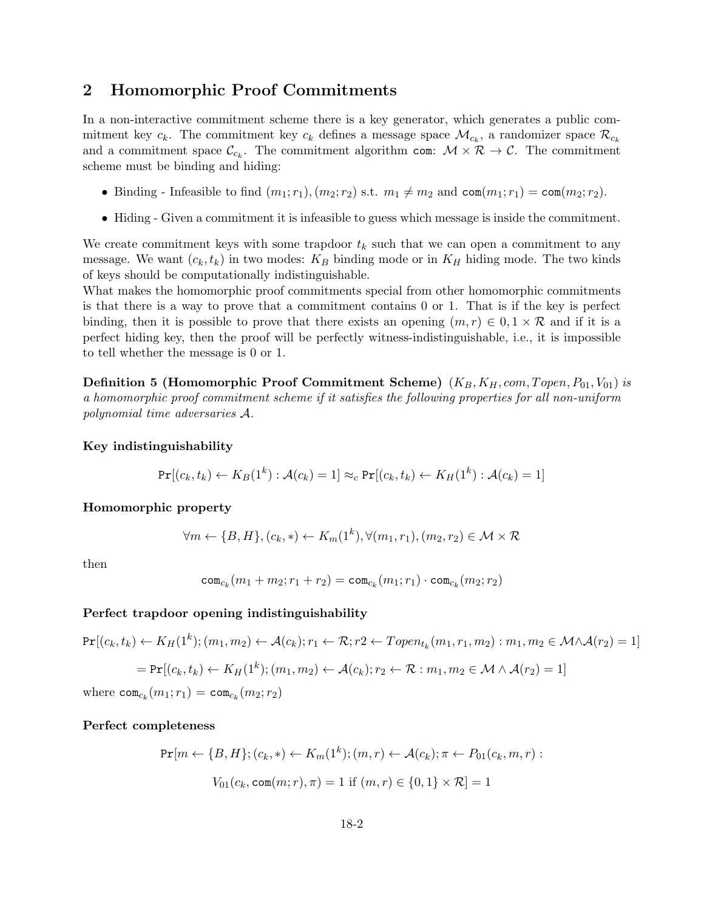## 2 Homomorphic Proof Commitments

In a non-interactive commitment scheme there is a key generator, which generates a public commitment key $c_k$. The commitment key $c_k$ defines a message space $\mathcal{M}_{c_k}$, a randomizer space $\mathcal{R}_{c_k}$ and a commitment space $\mathcal{C}_{c_k}$. The commitment algorithm $\texttt{com}\colon \mathcal{M} \times \mathcal{R} \rightarrow \mathcal{C}$. The commitment scheme must be binding and hiding:

- Binding - Infeasible to find $(m_1; r_1), (m_2; r_2)$ s.t. $m_1 \neq m_2$ and $\texttt{com}(m_1; r_1) = \texttt{com}(m_2; r_2)$.
- Hiding - Given a commitment it is infeasible to guess which message is inside the commitment.

We create commitment keys with some trapdoor $t_k$ such that we can open a commitment to any message. We want $(c_k, t_k)$ in two modes: $K_B$ binding mode or in $K_H$ hiding mode. The two kinds of keys should be computationally indistinguishable.
What makes the homomorphic proof commitments special from other homomorphic commitments is that there is a way to prove that a commitment contains 0 or 1. That is if the key is perfect binding, then it is possible to prove that there exists an opening $(m, r) \in 0, 1 \times \mathcal{R}$ and if it is a perfect hiding key, then the proof will be perfectly witness-indistinguishable, i.e., it is impossible to tell whether the message is 0 or 1.

**Definition 5 (Homomorphic Proof Commitment Scheme)** $(K_B, K_H, com, Topen, P_{01}, V_{01})$ *is a homomorphic proof commitment scheme if it satisfies the following properties for all non-uniform polynomial time adversaries* $\mathcal{A}$.

**Key indistinguishability**

$$\texttt{Pr}[(c_k, t_k) \leftarrow K_B(1^k) : \mathcal{A}(c_k) = 1] \approx_c \texttt{Pr}[(c_k, t_k) \leftarrow K_H(1^k) : \mathcal{A}(c_k) = 1]$$

**Homomorphic property**

$$\forall m \leftarrow \{B, H\}, (c_k, *) \leftarrow K_m(1^k), \forall (m_1, r_1), (m_2, r_2) \in \mathcal{M} \times \mathcal{R}$$

then

$$\texttt{com}_{c_k}(m_1 + m_2; r_1 + r_2) = \texttt{com}_{c_k}(m_1; r_1) \cdot \texttt{com}_{c_k}(m_2; r_2)$$

**Perfect trapdoor opening indistinguishability**

$$\texttt{Pr}[(c_k, t_k) \leftarrow K_H(1^k); (m_1, m_2) \leftarrow \mathcal{A}(c_k); r_1 \leftarrow \mathcal{R}; r2 \leftarrow Topen_{t_k}(m_1, r_1, m_2) : m_1, m_2 \in \mathcal{M} \wedge \mathcal{A}(r_2) = 1]$$

$$= \texttt{Pr}[(c_k, t_k) \leftarrow K_H(1^k); (m_1, m_2) \leftarrow \mathcal{A}(c_k); r_2 \leftarrow \mathcal{R} : m_1, m_2 \in \mathcal{M} \wedge \mathcal{A}(r_2) = 1]$$

where $\texttt{com}_{c_k}(m_1; r_1) = \texttt{com}_{c_k}(m_2; r_2)$

**Perfect completeness**

$$\texttt{Pr}[m \leftarrow \{B, H\}; (c_k, *) \leftarrow K_m(1^k); (m, r) \leftarrow \mathcal{A}(c_k); \pi \leftarrow P_{01}(c_k, m, r) :$$

$$V_{01}(c_k, \texttt{com}(m; r), \pi) = 1 \text{ if } (m, r) \in \{0, 1\} \times \mathcal{R}] = 1$$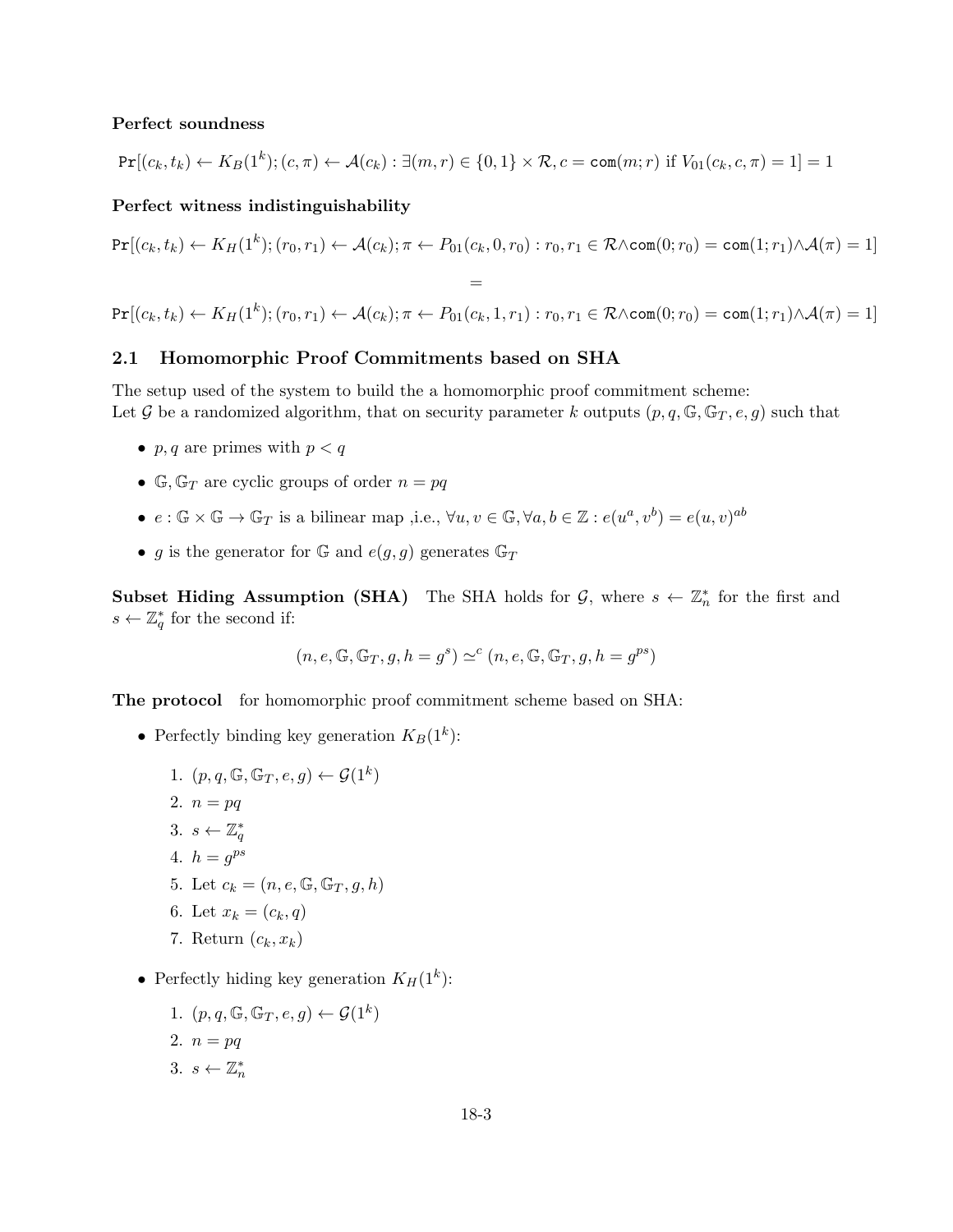**Perfect soundness**

$$\Pr[(c_k, t_k) \leftarrow K_B(1^k); (c, \pi) \leftarrow \mathcal{A}(c_k) : \exists (m, r) \in \{0,1\} \times \mathcal{R}, c = \mathtt{com}(m; r) \text{ if } V_{01}(c_k, c, \pi) = 1] = 1$$

**Perfect witness indistinguishability**

$$\Pr[(c_k, t_k) \leftarrow K_H(1^k); (r_0, r_1) \leftarrow \mathcal{A}(c_k); \pi \leftarrow P_{01}(c_k, 0, r_0) : r_0, r_1 \in \mathcal{R} \wedge \mathtt{com}(0; r_0) = \mathtt{com}(1; r_1) \wedge \mathcal{A}(\pi) = 1]$$

$$=$$

$$\Pr[(c_k, t_k) \leftarrow K_H(1^k); (r_0, r_1) \leftarrow \mathcal{A}(c_k); \pi \leftarrow P_{01}(c_k, 1, r_1) : r_0, r_1 \in \mathcal{R} \wedge \mathtt{com}(0; r_0) = \mathtt{com}(1; r_1) \wedge \mathcal{A}(\pi) = 1]$$

## 2.1 Homomorphic Proof Commitments based on SHA

The setup used of the system to build the a homomorphic proof commitment scheme:
Let $\mathcal{G}$ be a randomized algorithm, that on security parameter $k$ outputs $(p, q, \mathbb{G}, \mathbb{G}_T, e, g)$ such that

- $p, q$ are primes with $p < q$
- $\mathbb{G}, \mathbb{G}_T$ are cyclic groups of order $n = pq$
- $e : \mathbb{G} \times \mathbb{G} \rightarrow \mathbb{G}_T$ is a bilinear map ,i.e., $\forall u, v \in \mathbb{G}, \forall a, b \in \mathbb{Z} : e(u^a, v^b) = e(u, v)^{ab}$
- $g$ is the generator for $\mathbb{G}$ and $e(g, g)$ generates $\mathbb{G}_T$

**Subset Hiding Assumption (SHA)** The SHA holds for $\mathcal{G}$, where $s \leftarrow \mathbb{Z}_n^*$ for the first and $s \leftarrow \mathbb{Z}_q^*$ for the second if:

$$(n, e, \mathbb{G}, \mathbb{G}_T, g, h = g^s) \simeq^c (n, e, \mathbb{G}, \mathbb{G}_T, g, h = g^{ps})$$

**The protocol** for homomorphic proof commitment scheme based on SHA:

- Perfectly binding key generation $K_B(1^k)$:
  1. $(p, q, \mathbb{G}, \mathbb{G}_T, e, g) \leftarrow \mathcal{G}(1^k)$
  2. $n = pq$
  3. $s \leftarrow \mathbb{Z}_q^*$
  4. $h = g^{ps}$
  5. Let $c_k = (n, e, \mathbb{G}, \mathbb{G}_T, g, h)$
  6. Let $x_k = (c_k, q)$
  7. Return $(c_k, x_k)$
- Perfectly hiding key generation $K_H(1^k)$:
  1. $(p, q, \mathbb{G}, \mathbb{G}_T, e, g) \leftarrow \mathcal{G}(1^k)$
  2. $n = pq$
  3. $s \leftarrow \mathbb{Z}_n^*$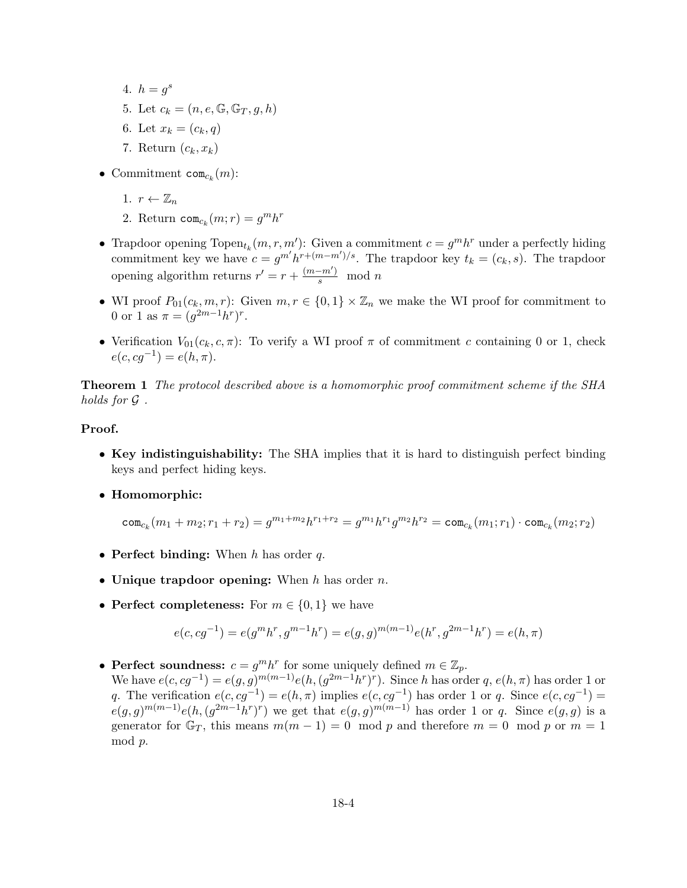4. $h = g^s$
5. Let $c_k = (n, e, \mathbb{G}, \mathbb{G}_T, g, h)$
6. Let $x_k = (c_k, q)$
7. Return $(c_k, x_k)$

- Commitment $\texttt{com}_{c_k}(m)$:
  1. $r \leftarrow \mathbb{Z}_n$
  2. Return $\texttt{com}_{c_k}(m; r) = g^m h^r$
- Trapdoor opening $\text{Topen}_{t_k}(m, r, m')$: Given a commitment $c = g^m h^r$ under a perfectly hiding commitment key we have $c = g^{m'} h^{r+(m-m')/s}$. The trapdoor key $t_k = (c_k, s)$. The trapdoor opening algorithm returns $r' = r + \frac{(m-m')}{s} \mod n$
- WI proof $P_{01}(c_k, m, r)$: Given $m, r \in \{0, 1\} \times \mathbb{Z}_n$ we make the WI proof for commitment to 0 or 1 as $\pi = (g^{2m-1} h^r)^r$.
- Verification $V_{01}(c_k, c, \pi)$: To verify a WI proof $\pi$ of commitment $c$ containing 0 or 1, check $e(c, cg^{-1}) = e(h, \pi)$.

**Theorem 1** *The protocol described above is a homomorphic proof commitment scheme if the SHA holds for $\mathcal{G}$ .*

**Proof.**

- **Key indistinguishability:** The SHA implies that it is hard to distinguish perfect binding keys and perfect hiding keys.
- **Homomorphic:**

$$\texttt{com}_{c_k}(m_1 + m_2; r_1 + r_2) = g^{m_1+m_2} h^{r_1+r_2} = g^{m_1} h^{r_1} g^{m_2} h^{r_2} = \texttt{com}_{c_k}(m_1; r_1) \cdot \texttt{com}_{c_k}(m_2; r_2)$$

- **Perfect binding:** When $h$ has order $q$.
- **Unique trapdoor opening:** When $h$ has order $n$.
- **Perfect completeness:** For $m \in \{0, 1\}$ we have

$$e(c, cg^{-1}) = e(g^m h^r, g^{m-1} h^r) = e(g, g)^{m(m-1)} e(h^r, g^{2m-1} h^r) = e(h, \pi)$$

- **Perfect soundness:** $c = g^m h^r$ for some uniquely defined $m \in \mathbb{Z}_p$.
  We have $e(c, cg^{-1}) = e(g, g)^{m(m-1)} e(h, (g^{2m-1} h^r)^r)$. Since $h$ has order $q$, $e(h, \pi)$ has order 1 or $q$. The verification $e(c, cg^{-1}) = e(h, \pi)$ implies $e(c, cg^{-1})$ has order 1 or $q$. Since $e(c, cg^{-1}) = e(g, g)^{m(m-1)} e(h, (g^{2m-1} h^r)^r)$ we get that $e(g, g)^{m(m-1)}$ has order 1 or $q$. Since $e(g, g)$ is a generator for $\mathbb{G}_T$, this means $m(m-1) = 0 \mod p$ and therefore $m = 0 \mod p$ or $m = 1 \mod p$.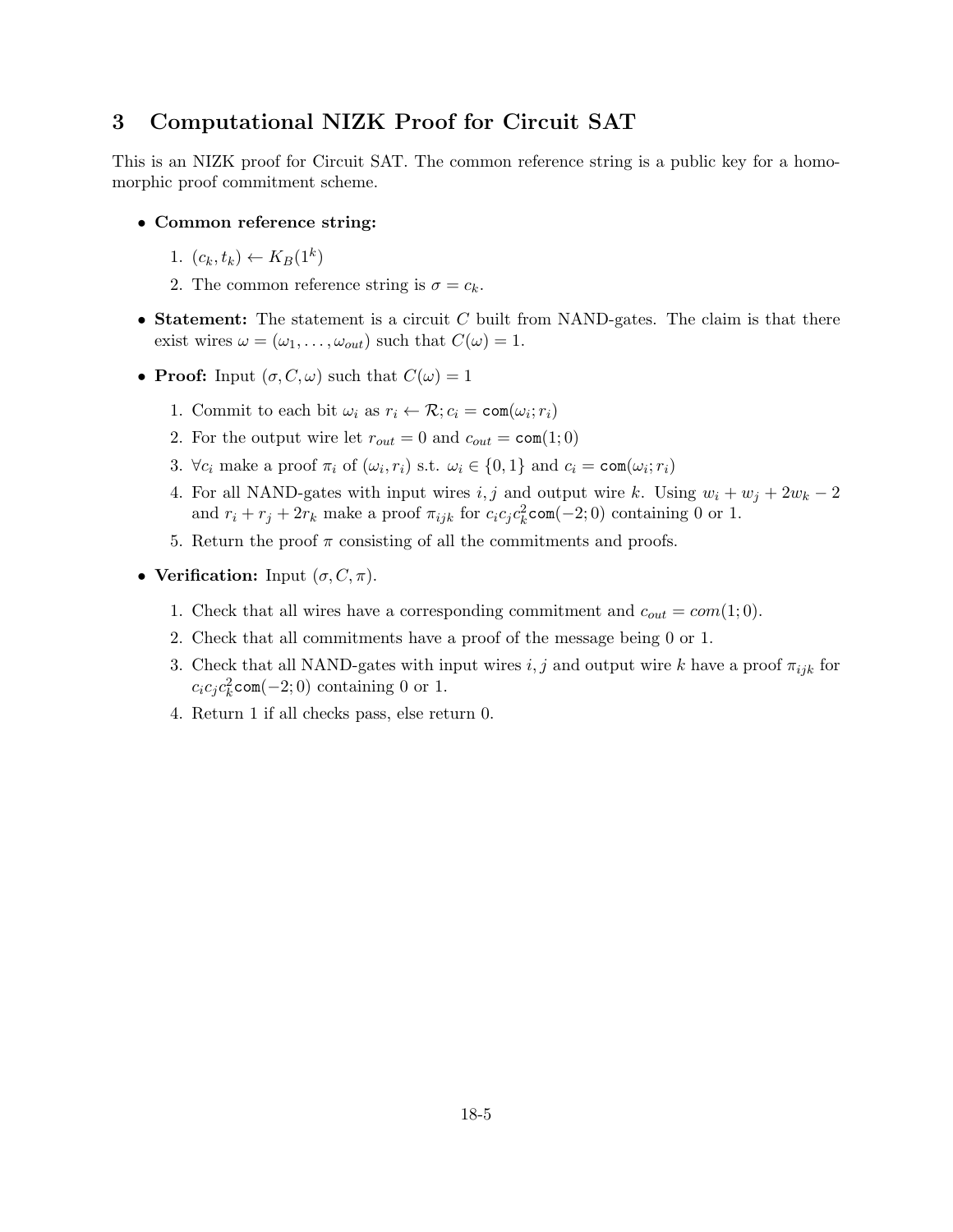## 3 Computational NIZK Proof for Circuit SAT

This is an NIZK proof for Circuit SAT. The common reference string is a public key for a homomorphic proof commitment scheme.

- **Common reference string:**
  1. $(c_k, t_k) \leftarrow K_B(1^k)$
  2. The common reference string is $\sigma = c_k$.
- **Statement:** The statement is a circuit $C$ built from NAND-gates. The claim is that there exist wires $\omega = (\omega_1, \ldots, \omega_{out})$ such that $C(\omega) = 1$.
- **Proof:** Input $(\sigma, C, \omega)$ such that $C(\omega) = 1$
  1. Commit to each bit $\omega_i$ as $r_i \leftarrow \mathcal{R}; c_i = \texttt{com}(\omega_i; r_i)$
  2. For the output wire let $r_{out} = 0$ and $c_{out} = \texttt{com}(1; 0)$
  3. $\forall c_i$ make a proof $\pi_i$ of $(\omega_i, r_i)$ s.t. $\omega_i \in \{0, 1\}$ and $c_i = \texttt{com}(\omega_i; r_i)$
  4. For all NAND-gates with input wires $i, j$ and output wire $k$. Using $w_i + w_j + 2w_k - 2$ and $r_i + r_j + 2r_k$ make a proof $\pi_{ijk}$ for $c_i c_j c_k^2 \texttt{com}(-2; 0)$ containing 0 or 1.
  5. Return the proof $\pi$ consisting of all the commitments and proofs.
- **Verification:** Input $(\sigma, C, \pi)$.
  1. Check that all wires have a corresponding commitment and $c_{out} = com(1; 0)$.
  2. Check that all commitments have a proof of the message being 0 or 1.
  3. Check that all NAND-gates with input wires $i, j$ and output wire $k$ have a proof $\pi_{ijk}$ for $c_i c_j c_k^2 \texttt{com}(-2; 0)$ containing 0 or 1.
  4. Return 1 if all checks pass, else return 0.